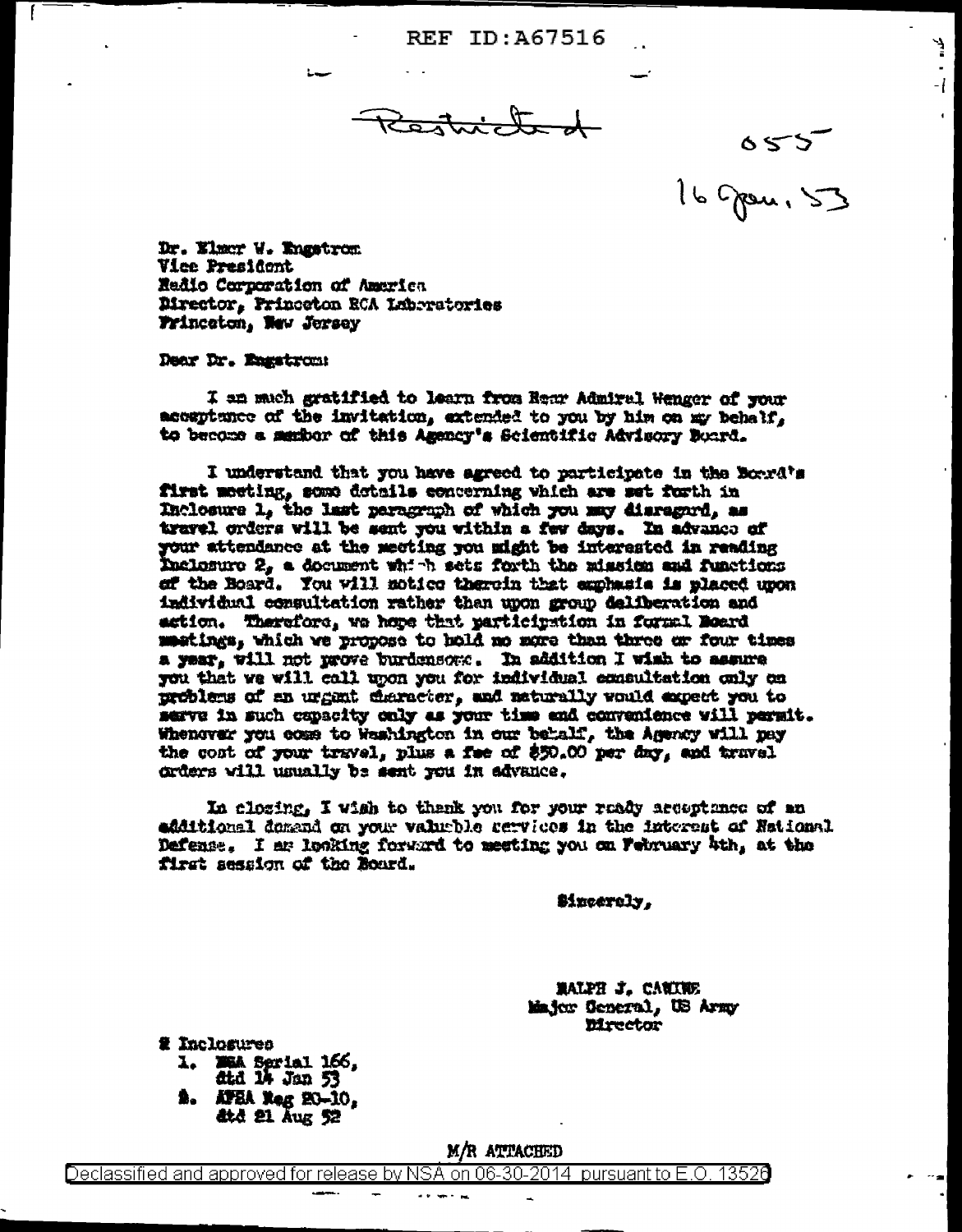Restricted

055

16 Jan, 53

Dr. Elmer W. Engstrom
Vice President
Radio Corporation of America
Director, Princeton RCA Laboratories
Princeton, New Jersey

Dear Dr. Engstrom:

I am much gratified to learn from Rear Admiral Wenger of your acceptance of the invitation, extended to you by him on my behalf, to become a member of this Agency's Scientific Advisory Board.

I understand that you have agreed to participate in the Board's first meeting, some details concerning which are set forth in Inclosure 1, the last paragraph of which you may disregard, as travel orders will be sent you within a few days. In advance of your attendance at the meeting you might be interested in reading Inclosure 2, a document which sets forth the mission and functions of the Board. You will notice therein that emphasis is placed upon individual consultation rather than upon group deliberation and action. Therefore, we hope that participation in formal Board meetings, which we propose to hold no more than three or four times a year, will not prove burdensome. In addition I wish to assure you that we will call upon you for individual consultation only on problems of an urgent character, and naturally would expect you to serve in such capacity only as your time and convenience will permit. Whenever you come to Washington in our behalf, the Agency will pay the cost of your travel, plus a fee of $50.00 per day, and travel orders will usually be sent you in advance.

In closing, I wish to thank you for your ready acceptance of an additional demand on your valuable services in the interest of National Defense. I am looking forward to meeting you on February 4th, at the first session of the Board.

Sincerely,

RALPH J. CANINE
Major General, US Army
Director

2 Inclosures
1. NSA Serial 166, dtd 14 Jan 53
2. AFSA Reg 20-10, dtd 21 Aug 52

M/R ATTACHED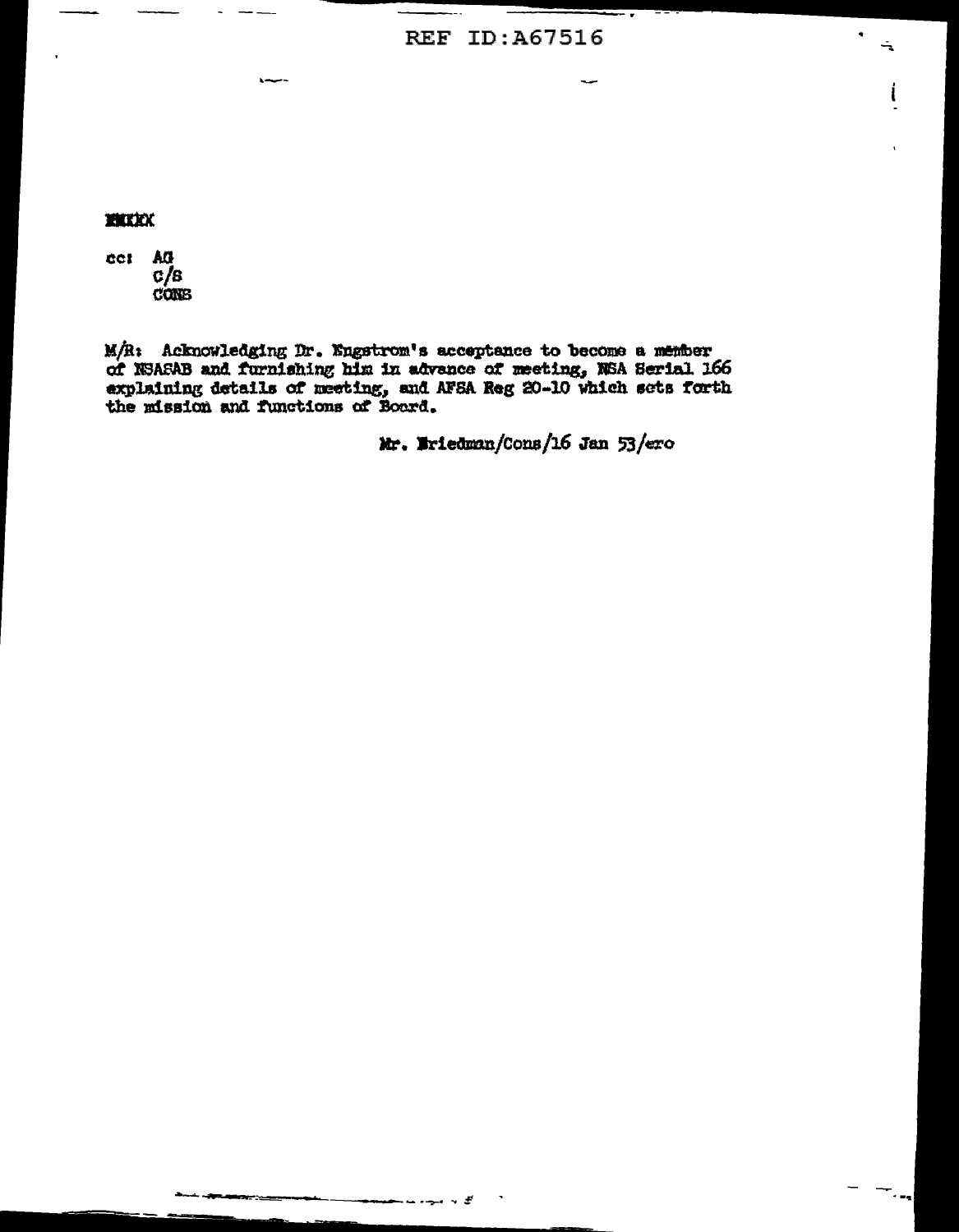XXXXX

cc: AG
C/S
CONS

M/R: Acknowledging Dr. Engstrom's acceptance to become a member of NSASAB and furnishing him in advance of meeting, NSA Serial 166 explaining details of meeting, and AFSA Reg 20-10 which sets forth the mission and functions of Board.

Mr. Friedman/Cons/16 Jan 53/ero